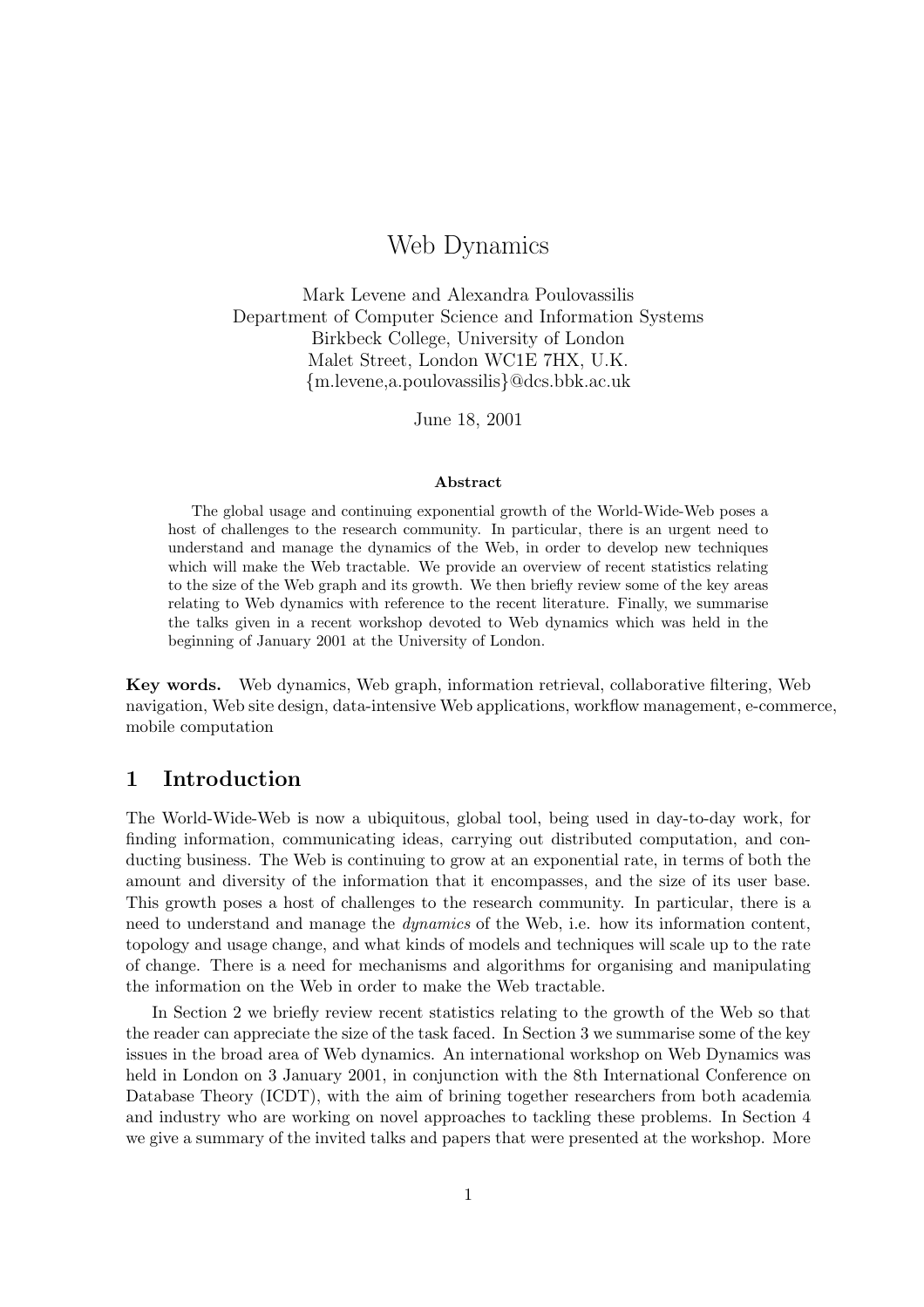# Web Dynamics

Mark Levene and Alexandra Poulovassilis
Department of Computer Science and Information Systems
Birkbeck College, University of London
Malet Street, London WC1E 7HX, U.K.
{m.levene,a.poulovassilis}@dcs.bbk.ac.uk

June 18, 2001

**Abstract**

The global usage and continuing exponential growth of the World-Wide-Web poses a host of challenges to the research community. In particular, there is an urgent need to understand and manage the dynamics of the Web, in order to develop new techniques which will make the Web tractable. We provide an overview of recent statistics relating to the size of the Web graph and its growth. We then briefly review some of the key areas relating to Web dynamics with reference to the recent literature. Finally, we summarise the talks given in a recent workshop devoted to Web dynamics which was held in the beginning of January 2001 at the University of London.

**Key words.** Web dynamics, Web graph, information retrieval, collaborative filtering, Web navigation, Web site design, data-intensive Web applications, workflow management, e-commerce, mobile computation

## 1 Introduction

The World-Wide-Web is now a ubiquitous, global tool, being used in day-to-day work, for finding information, communicating ideas, carrying out distributed computation, and conducting business. The Web is continuing to grow at an exponential rate, in terms of both the amount and diversity of the information that it encompasses, and the size of its user base. This growth poses a host of challenges to the research community. In particular, there is a need to understand and manage the *dynamics* of the Web, i.e. how its information content, topology and usage change, and what kinds of models and techniques will scale up to the rate of change. There is a need for mechanisms and algorithms for organising and manipulating the information on the Web in order to make the Web tractable.

In Section 2 we briefly review recent statistics relating to the growth of the Web so that the reader can appreciate the size of the task faced. In Section 3 we summarise some of the key issues in the broad area of Web dynamics. An international workshop on Web Dynamics was held in London on 3 January 2001, in conjunction with the 8th International Conference on Database Theory (ICDT), with the aim of brining together researchers from both academia and industry who are working on novel approaches to tackling these problems. In Section 4 we give a summary of the invited talks and papers that were presented at the workshop. More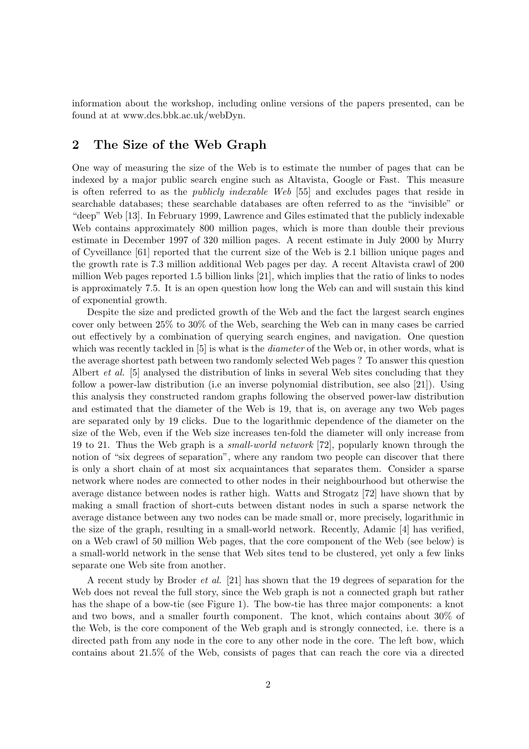information about the workshop, including online versions of the papers presented, can be found at at www.dcs.bbk.ac.uk/webDyn.

## 2 The Size of the Web Graph

One way of measuring the size of the Web is to estimate the number of pages that can be indexed by a major public search engine such as Altavista, Google or Fast. This measure is often referred to as the *publicly indexable Web* [55] and excludes pages that reside in searchable databases; these searchable databases are often referred to as the "invisible" or "deep" Web [13]. In February 1999, Lawrence and Giles estimated that the publicly indexable Web contains approximately 800 million pages, which is more than double their previous estimate in December 1997 of 320 million pages. A recent estimate in July 2000 by Murry of Cyveillance [61] reported that the current size of the Web is 2.1 billion unique pages and the growth rate is 7.3 million additional Web pages per day. A recent Altavista crawl of 200 million Web pages reported 1.5 billion links [21], which implies that the ratio of links to nodes is approximately 7.5. It is an open question how long the Web can and will sustain this kind of exponential growth.

Despite the size and predicted growth of the Web and the fact the largest search engines cover only between 25% to 30% of the Web, searching the Web can in many cases be carried out effectively by a combination of querying search engines, and navigation. One question which was recently tackled in [5] is what is the *diameter* of the Web or, in other words, what is the average shortest path between two randomly selected Web pages ? To answer this question Albert *et al.* [5] analysed the distribution of links in several Web sites concluding that they follow a power-law distribution (i.e an inverse polynomial distribution, see also [21]). Using this analysis they constructed random graphs following the observed power-law distribution and estimated that the diameter of the Web is 19, that is, on average any two Web pages are separated only by 19 clicks. Due to the logarithmic dependence of the diameter on the size of the Web, even if the Web size increases ten-fold the diameter will only increase from 19 to 21. Thus the Web graph is a *small-world network* [72], popularly known through the notion of "six degrees of separation", where any random two people can discover that there is only a short chain of at most six acquaintances that separates them. Consider a sparse network where nodes are connected to other nodes in their neighbourhood but otherwise the average distance between nodes is rather high. Watts and Strogatz [72] have shown that by making a small fraction of short-cuts between distant nodes in such a sparse network the average distance between any two nodes can be made small or, more precisely, logarithmic in the size of the graph, resulting in a small-world network. Recently, Adamic [4] has verified, on a Web crawl of 50 million Web pages, that the core component of the Web (see below) is a small-world network in the sense that Web sites tend to be clustered, yet only a few links separate one Web site from another.

A recent study by Broder *et al.* [21] has shown that the 19 degrees of separation for the Web does not reveal the full story, since the Web graph is not a connected graph but rather has the shape of a bow-tie (see Figure 1). The bow-tie has three major components: a knot and two bows, and a smaller fourth component. The knot, which contains about 30% of the Web, is the core component of the Web graph and is strongly connected, i.e. there is a directed path from any node in the core to any other node in the core. The left bow, which contains about 21.5% of the Web, consists of pages that can reach the core via a directed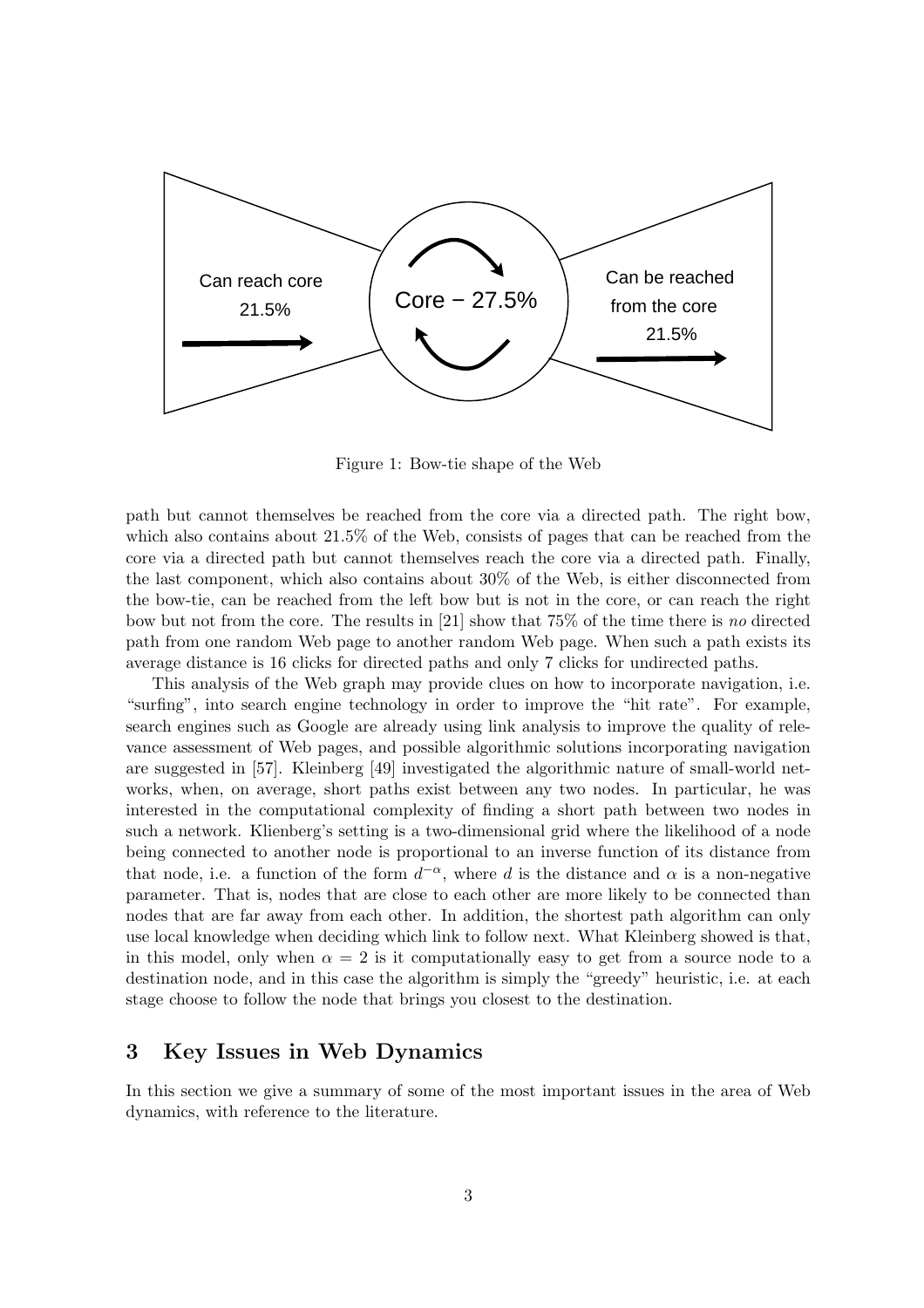Can reach core 21.5%

Core − 27.5%

Can be reached from the core 21.5%

Figure 1: Bow-tie shape of the Web

path but cannot themselves be reached from the core via a directed path. The right bow, which also contains about 21.5% of the Web, consists of pages that can be reached from the core via a directed path but cannot themselves reach the core via a directed path. Finally, the last component, which also contains about 30% of the Web, is either disconnected from the bow-tie, can be reached from the left bow but is not in the core, or can reach the right bow but not from the core. The results in [21] show that 75% of the time there is *no* directed path from one random Web page to another random Web page. When such a path exists its average distance is 16 clicks for directed paths and only 7 clicks for undirected paths.

This analysis of the Web graph may provide clues on how to incorporate navigation, i.e. "surfing", into search engine technology in order to improve the "hit rate". For example, search engines such as Google are already using link analysis to improve the quality of relevance assessment of Web pages, and possible algorithmic solutions incorporating navigation are suggested in [57]. Kleinberg [49] investigated the algorithmic nature of small-world networks, when, on average, short paths exist between any two nodes. In particular, he was interested in the computational complexity of finding a short path between two nodes in such a network. Klienberg's setting is a two-dimensional grid where the likelihood of a node being connected to another node is proportional to an inverse function of its distance from that node, i.e. a function of the form $d^{-\alpha}$, where $d$ is the distance and $\alpha$ is a non-negative parameter. That is, nodes that are close to each other are more likely to be connected than nodes that are far away from each other. In addition, the shortest path algorithm can only use local knowledge when deciding which link to follow next. What Kleinberg showed is that, in this model, only when $\alpha = 2$ is it computationally easy to get from a source node to a destination node, and in this case the algorithm is simply the "greedy" heuristic, i.e. at each stage choose to follow the node that brings you closest to the destination.

## 3 Key Issues in Web Dynamics

In this section we give a summary of some of the most important issues in the area of Web dynamics, with reference to the literature.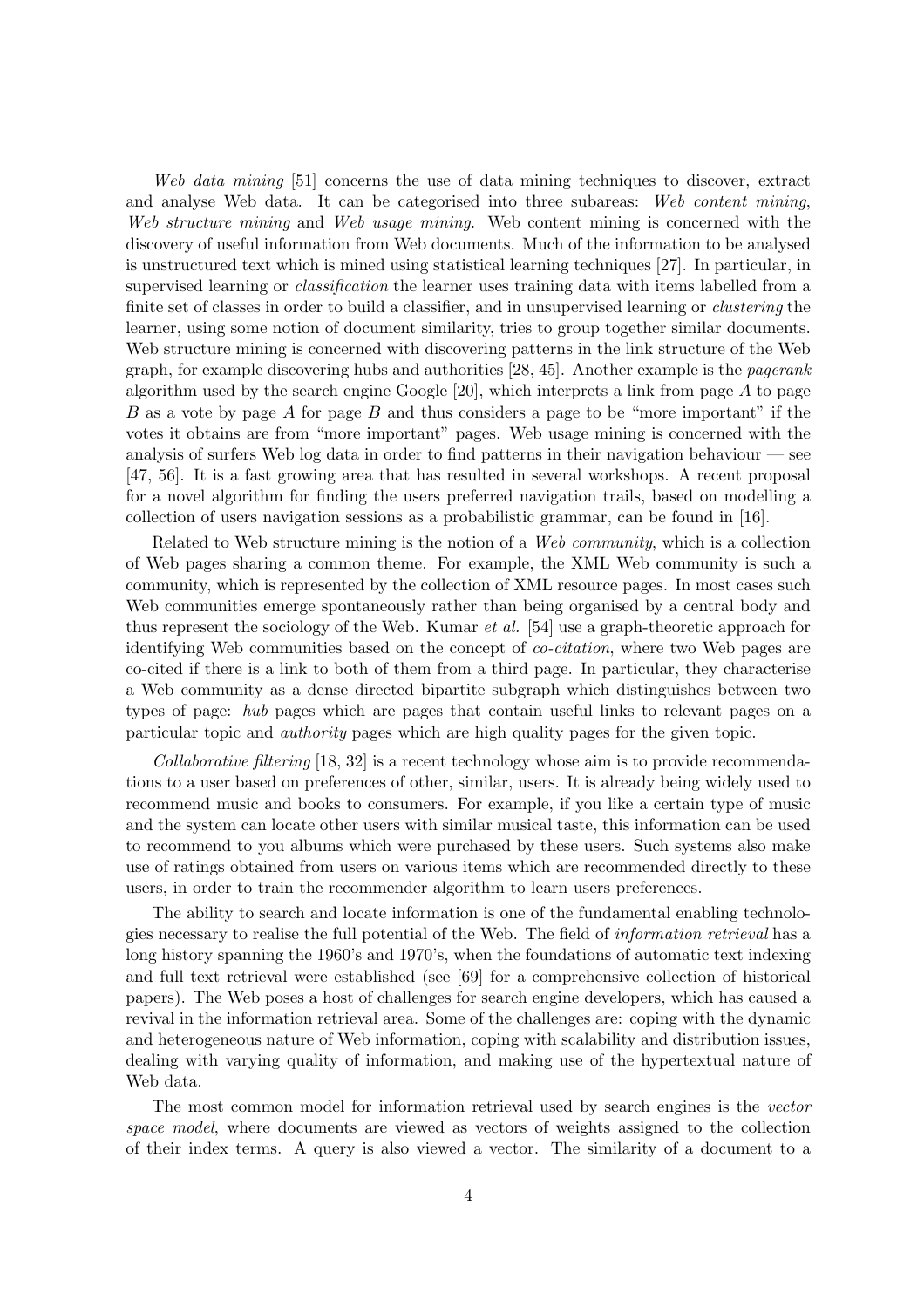*Web data mining* [51] concerns the use of data mining techniques to discover, extract and analyse Web data. It can be categorised into three subareas: *Web content mining*, *Web structure mining* and *Web usage mining*. Web content mining is concerned with the discovery of useful information from Web documents. Much of the information to be analysed is unstructured text which is mined using statistical learning techniques [27]. In particular, in supervised learning or *classification* the learner uses training data with items labelled from a finite set of classes in order to build a classifier, and in unsupervised learning or *clustering* the learner, using some notion of document similarity, tries to group together similar documents. Web structure mining is concerned with discovering patterns in the link structure of the Web graph, for example discovering hubs and authorities [28, 45]. Another example is the *pagerank* algorithm used by the search engine Google [20], which interprets a link from page $A$ to page $B$ as a vote by page $A$ for page $B$ and thus considers a page to be "more important" if the votes it obtains are from "more important" pages. Web usage mining is concerned with the analysis of surfers Web log data in order to find patterns in their navigation behaviour — see [47, 56]. It is a fast growing area that has resulted in several workshops. A recent proposal for a novel algorithm for finding the users preferred navigation trails, based on modelling a collection of users navigation sessions as a probabilistic grammar, can be found in [16].

Related to Web structure mining is the notion of a *Web community*, which is a collection of Web pages sharing a common theme. For example, the XML Web community is such a community, which is represented by the collection of XML resource pages. In most cases such Web communities emerge spontaneously rather than being organised by a central body and thus represent the sociology of the Web. Kumar *et al.* [54] use a graph-theoretic approach for identifying Web communities based on the concept of *co-citation*, where two Web pages are co-cited if there is a link to both of them from a third page. In particular, they characterise a Web community as a dense directed bipartite subgraph which distinguishes between two types of page: *hub* pages which are pages that contain useful links to relevant pages on a particular topic and *authority* pages which are high quality pages for the given topic.

*Collaborative filtering* [18, 32] is a recent technology whose aim is to provide recommendations to a user based on preferences of other, similar, users. It is already being widely used to recommend music and books to consumers. For example, if you like a certain type of music and the system can locate other users with similar musical taste, this information can be used to recommend to you albums which were purchased by these users. Such systems also make use of ratings obtained from users on various items which are recommended directly to these users, in order to train the recommender algorithm to learn users preferences.

The ability to search and locate information is one of the fundamental enabling technologies necessary to realise the full potential of the Web. The field of *information retrieval* has a long history spanning the 1960's and 1970's, when the foundations of automatic text indexing and full text retrieval were established (see [69] for a comprehensive collection of historical papers). The Web poses a host of challenges for search engine developers, which has caused a revival in the information retrieval area. Some of the challenges are: coping with the dynamic and heterogeneous nature of Web information, coping with scalability and distribution issues, dealing with varying quality of information, and making use of the hypertextual nature of Web data.

The most common model for information retrieval used by search engines is the *vector space model*, where documents are viewed as vectors of weights assigned to the collection of their index terms. A query is also viewed a vector. The similarity of a document to a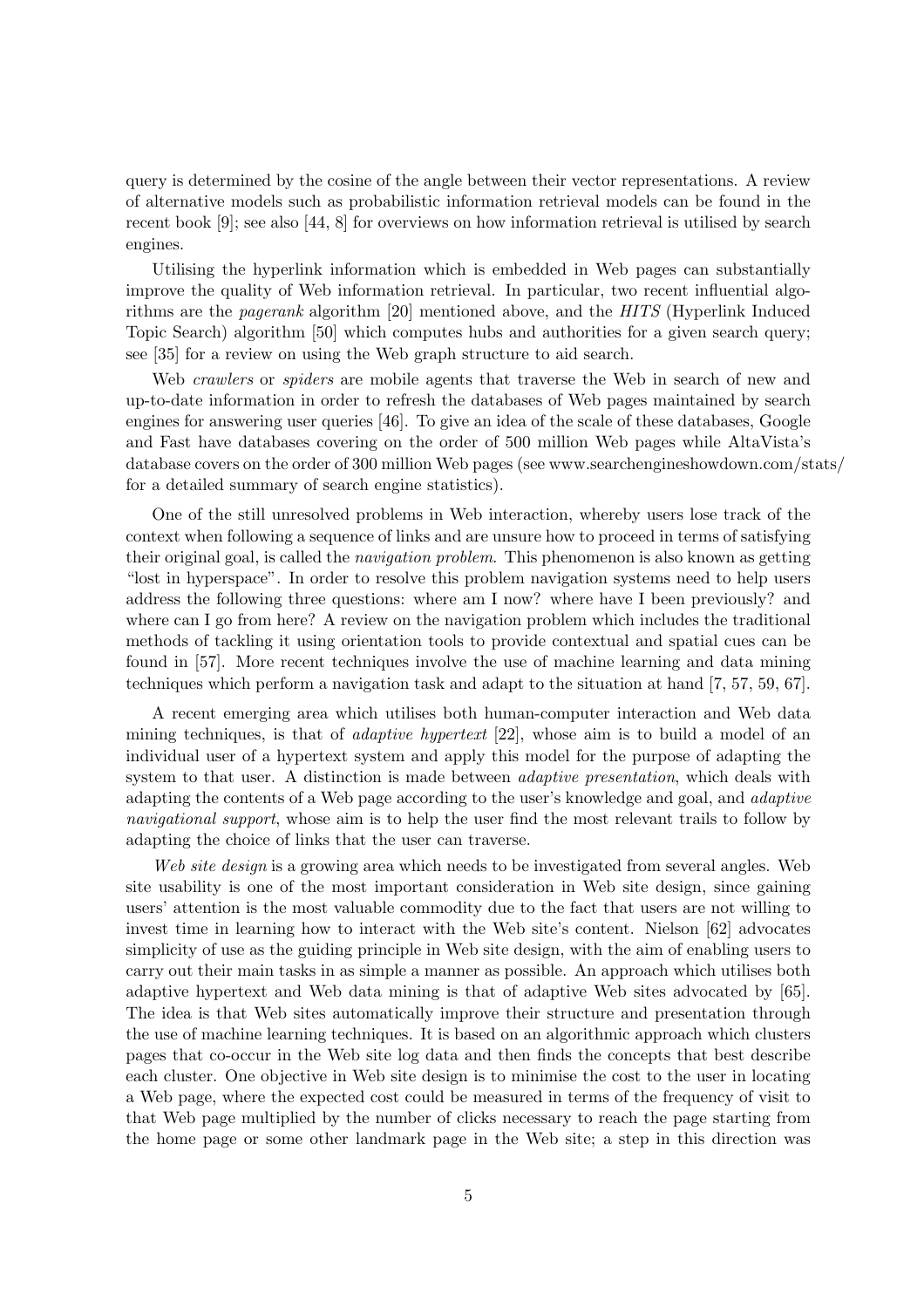query is determined by the cosine of the angle between their vector representations. A review of alternative models such as probabilistic information retrieval models can be found in the recent book [9]; see also [44, 8] for overviews on how information retrieval is utilised by search engines.

Utilising the hyperlink information which is embedded in Web pages can substantially improve the quality of Web information retrieval. In particular, two recent influential algorithms are the *pagerank* algorithm [20] mentioned above, and the *HITS* (Hyperlink Induced Topic Search) algorithm [50] which computes hubs and authorities for a given search query; see [35] for a review on using the Web graph structure to aid search.

Web *crawlers* or *spiders* are mobile agents that traverse the Web in search of new and up-to-date information in order to refresh the databases of Web pages maintained by search engines for answering user queries [46]. To give an idea of the scale of these databases, Google and Fast have databases covering on the order of 500 million Web pages while AltaVista's database covers on the order of 300 million Web pages (see www.searchengineshowdown.com/stats/ for a detailed summary of search engine statistics).

One of the still unresolved problems in Web interaction, whereby users lose track of the context when following a sequence of links and are unsure how to proceed in terms of satisfying their original goal, is called the *navigation problem*. This phenomenon is also known as getting "lost in hyperspace". In order to resolve this problem navigation systems need to help users address the following three questions: where am I now? where have I been previously? and where can I go from here? A review on the navigation problem which includes the traditional methods of tackling it using orientation tools to provide contextual and spatial cues can be found in [57]. More recent techniques involve the use of machine learning and data mining techniques which perform a navigation task and adapt to the situation at hand [7, 57, 59, 67].

A recent emerging area which utilises both human-computer interaction and Web data mining techniques, is that of *adaptive hypertext* [22], whose aim is to build a model of an individual user of a hypertext system and apply this model for the purpose of adapting the system to that user. A distinction is made between *adaptive presentation*, which deals with adapting the contents of a Web page according to the user's knowledge and goal, and *adaptive navigational support*, whose aim is to help the user find the most relevant trails to follow by adapting the choice of links that the user can traverse.

*Web site design* is a growing area which needs to be investigated from several angles. Web site usability is one of the most important consideration in Web site design, since gaining users' attention is the most valuable commodity due to the fact that users are not willing to invest time in learning how to interact with the Web site's content. Nielson [62] advocates simplicity of use as the guiding principle in Web site design, with the aim of enabling users to carry out their main tasks in as simple a manner as possible. An approach which utilises both adaptive hypertext and Web data mining is that of adaptive Web sites advocated by [65]. The idea is that Web sites automatically improve their structure and presentation through the use of machine learning techniques. It is based on an algorithmic approach which clusters pages that co-occur in the Web site log data and then finds the concepts that best describe each cluster. One objective in Web site design is to minimise the cost to the user in locating a Web page, where the expected cost could be measured in terms of the frequency of visit to that Web page multiplied by the number of clicks necessary to reach the page starting from the home page or some other landmark page in the Web site; a step in this direction was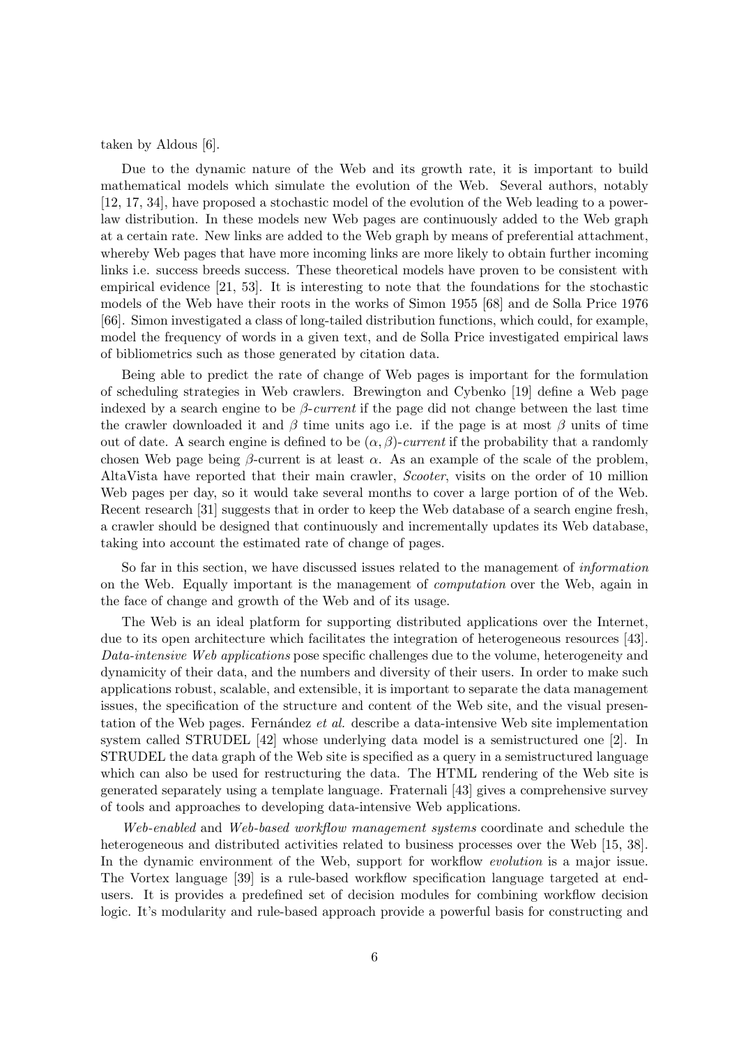taken by Aldous [6].

Due to the dynamic nature of the Web and its growth rate, it is important to build mathematical models which simulate the evolution of the Web. Several authors, notably [12, 17, 34], have proposed a stochastic model of the evolution of the Web leading to a power-law distribution. In these models new Web pages are continuously added to the Web graph at a certain rate. New links are added to the Web graph by means of preferential attachment, whereby Web pages that have more incoming links are more likely to obtain further incoming links i.e. success breeds success. These theoretical models have proven to be consistent with empirical evidence [21, 53]. It is interesting to note that the foundations for the stochastic models of the Web have their roots in the works of Simon 1955 [68] and de Solla Price 1976 [66]. Simon investigated a class of long-tailed distribution functions, which could, for example, model the frequency of words in a given text, and de Solla Price investigated empirical laws of bibliometrics such as those generated by citation data.

Being able to predict the rate of change of Web pages is important for the formulation of scheduling strategies in Web crawlers. Brewington and Cybenko [19] define a Web page indexed by a search engine to be $\beta$-*current* if the page did not change between the last time the crawler downloaded it and $\beta$ time units ago i.e. if the page is at most $\beta$ units of time out of date. A search engine is defined to be $(\alpha, \beta)$-*current* if the probability that a randomly chosen Web page being $\beta$-current is at least $\alpha$. As an example of the scale of the problem, AltaVista have reported that their main crawler, *Scooter*, visits on the order of 10 million Web pages per day, so it would take several months to cover a large portion of of the Web. Recent research [31] suggests that in order to keep the Web database of a search engine fresh, a crawler should be designed that continuously and incrementally updates its Web database, taking into account the estimated rate of change of pages.

So far in this section, we have discussed issues related to the management of *information* on the Web. Equally important is the management of *computation* over the Web, again in the face of change and growth of the Web and of its usage.

The Web is an ideal platform for supporting distributed applications over the Internet, due to its open architecture which facilitates the integration of heterogeneous resources [43]. *Data-intensive Web applications* pose specific challenges due to the volume, heterogeneity and dynamicity of their data, and the numbers and diversity of their users. In order to make such applications robust, scalable, and extensible, it is important to separate the data management issues, the specification of the structure and content of the Web site, and the visual presentation of the Web pages. Fernández *et al.* describe a data-intensive Web site implementation system called STRUDEL [42] whose underlying data model is a semistructured one [2]. In STRUDEL the data graph of the Web site is specified as a query in a semistructured language which can also be used for restructuring the data. The HTML rendering of the Web site is generated separately using a template language. Fraternali [43] gives a comprehensive survey of tools and approaches to developing data-intensive Web applications.

*Web-enabled* and *Web-based workflow management systems* coordinate and schedule the heterogeneous and distributed activities related to business processes over the Web [15, 38]. In the dynamic environment of the Web, support for workflow *evolution* is a major issue. The Vortex language [39] is a rule-based workflow specification language targeted at end-users. It is provides a predefined set of decision modules for combining workflow decision logic. It's modularity and rule-based approach provide a powerful basis for constructing and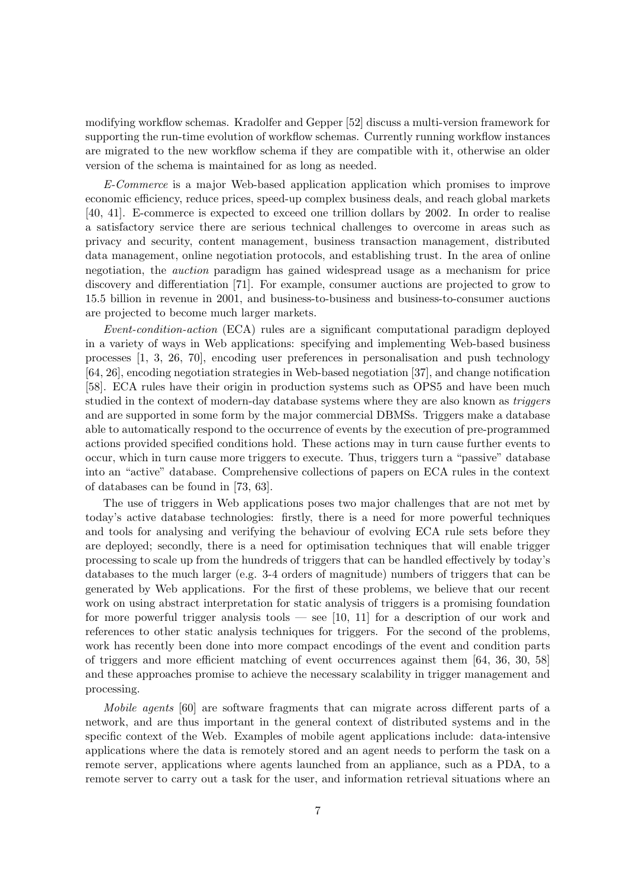modifying workflow schemas. Kradolfer and Gepper [52] discuss a multi-version framework for supporting the run-time evolution of workflow schemas. Currently running workflow instances are migrated to the new workflow schema if they are compatible with it, otherwise an older version of the schema is maintained for as long as needed.

*E-Commerce* is a major Web-based application application which promises to improve economic efficiency, reduce prices, speed-up complex business deals, and reach global markets [40, 41]. E-commerce is expected to exceed one trillion dollars by 2002. In order to realise a satisfactory service there are serious technical challenges to overcome in areas such as privacy and security, content management, business transaction management, distributed data management, online negotiation protocols, and establishing trust. In the area of online negotiation, the *auction* paradigm has gained widespread usage as a mechanism for price discovery and differentiation [71]. For example, consumer auctions are projected to grow to 15.5 billion in revenue in 2001, and business-to-business and business-to-consumer auctions are projected to become much larger markets.

*Event-condition-action* (ECA) rules are a significant computational paradigm deployed in a variety of ways in Web applications: specifying and implementing Web-based business processes [1, 3, 26, 70], encoding user preferences in personalisation and push technology [64, 26], encoding negotiation strategies in Web-based negotiation [37], and change notification [58]. ECA rules have their origin in production systems such as OPS5 and have been much studied in the context of modern-day database systems where they are also known as *triggers* and are supported in some form by the major commercial DBMSs. Triggers make a database able to automatically respond to the occurrence of events by the execution of pre-programmed actions provided specified conditions hold. These actions may in turn cause further events to occur, which in turn cause more triggers to execute. Thus, triggers turn a "passive" database into an "active" database. Comprehensive collections of papers on ECA rules in the context of databases can be found in [73, 63].

The use of triggers in Web applications poses two major challenges that are not met by today's active database technologies: firstly, there is a need for more powerful techniques and tools for analysing and verifying the behaviour of evolving ECA rule sets before they are deployed; secondly, there is a need for optimisation techniques that will enable trigger processing to scale up from the hundreds of triggers that can be handled effectively by today's databases to the much larger (e.g. 3-4 orders of magnitude) numbers of triggers that can be generated by Web applications. For the first of these problems, we believe that our recent work on using abstract interpretation for static analysis of triggers is a promising foundation for more powerful trigger analysis tools — see [10, 11] for a description of our work and references to other static analysis techniques for triggers. For the second of the problems, work has recently been done into more compact encodings of the event and condition parts of triggers and more efficient matching of event occurrences against them [64, 36, 30, 58] and these approaches promise to achieve the necessary scalability in trigger management and processing.

*Mobile agents* [60] are software fragments that can migrate across different parts of a network, and are thus important in the general context of distributed systems and in the specific context of the Web. Examples of mobile agent applications include: data-intensive applications where the data is remotely stored and an agent needs to perform the task on a remote server, applications where agents launched from an appliance, such as a PDA, to a remote server to carry out a task for the user, and information retrieval situations where an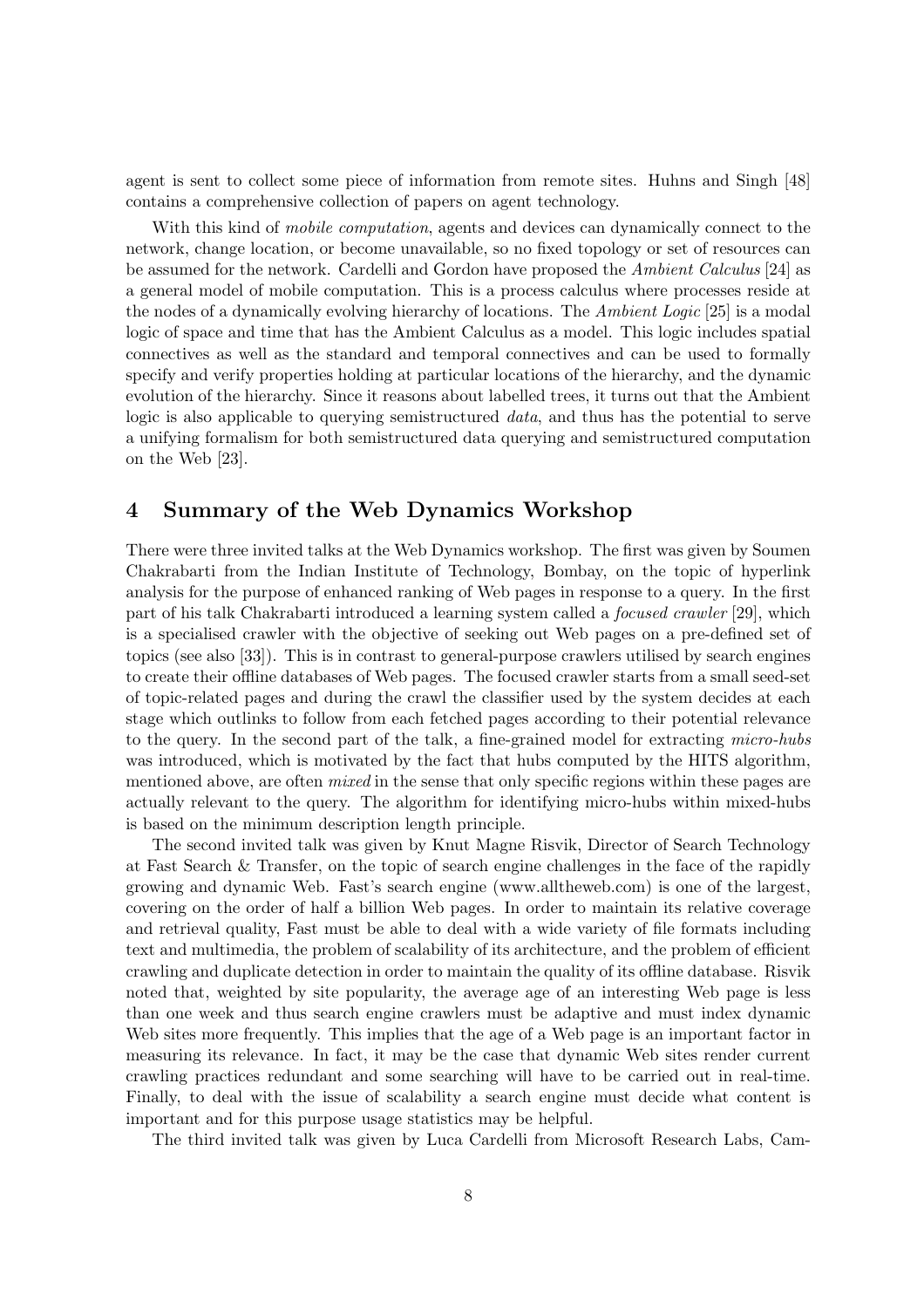agent is sent to collect some piece of information from remote sites. Huhns and Singh [48] contains a comprehensive collection of papers on agent technology.

With this kind of *mobile computation*, agents and devices can dynamically connect to the network, change location, or become unavailable, so no fixed topology or set of resources can be assumed for the network. Cardelli and Gordon have proposed the *Ambient Calculus* [24] as a general model of mobile computation. This is a process calculus where processes reside at the nodes of a dynamically evolving hierarchy of locations. The *Ambient Logic* [25] is a modal logic of space and time that has the Ambient Calculus as a model. This logic includes spatial connectives as well as the standard and temporal connectives and can be used to formally specify and verify properties holding at particular locations of the hierarchy, and the dynamic evolution of the hierarchy. Since it reasons about labelled trees, it turns out that the Ambient logic is also applicable to querying semistructured *data*, and thus has the potential to serve a unifying formalism for both semistructured data querying and semistructured computation on the Web [23].

## 4 Summary of the Web Dynamics Workshop

There were three invited talks at the Web Dynamics workshop. The first was given by Soumen Chakrabarti from the Indian Institute of Technology, Bombay, on the topic of hyperlink analysis for the purpose of enhanced ranking of Web pages in response to a query. In the first part of his talk Chakrabarti introduced a learning system called a *focused crawler* [29], which is a specialised crawler with the objective of seeking out Web pages on a pre-defined set of topics (see also [33]). This is in contrast to general-purpose crawlers utilised by search engines to create their offline databases of Web pages. The focused crawler starts from a small seed-set of topic-related pages and during the crawl the classifier used by the system decides at each stage which outlinks to follow from each fetched pages according to their potential relevance to the query. In the second part of the talk, a fine-grained model for extracting *micro-hubs* was introduced, which is motivated by the fact that hubs computed by the HITS algorithm, mentioned above, are often *mixed* in the sense that only specific regions within these pages are actually relevant to the query. The algorithm for identifying micro-hubs within mixed-hubs is based on the minimum description length principle.

The second invited talk was given by Knut Magne Risvik, Director of Search Technology at Fast Search & Transfer, on the topic of search engine challenges in the face of the rapidly growing and dynamic Web. Fast's search engine (www.alltheweb.com) is one of the largest, covering on the order of half a billion Web pages. In order to maintain its relative coverage and retrieval quality, Fast must be able to deal with a wide variety of file formats including text and multimedia, the problem of scalability of its architecture, and the problem of efficient crawling and duplicate detection in order to maintain the quality of its offline database. Risvik noted that, weighted by site popularity, the average age of an interesting Web page is less than one week and thus search engine crawlers must be adaptive and must index dynamic Web sites more frequently. This implies that the age of a Web page is an important factor in measuring its relevance. In fact, it may be the case that dynamic Web sites render current crawling practices redundant and some searching will have to be carried out in real-time. Finally, to deal with the issue of scalability a search engine must decide what content is important and for this purpose usage statistics may be helpful.

The third invited talk was given by Luca Cardelli from Microsoft Research Labs, Cam-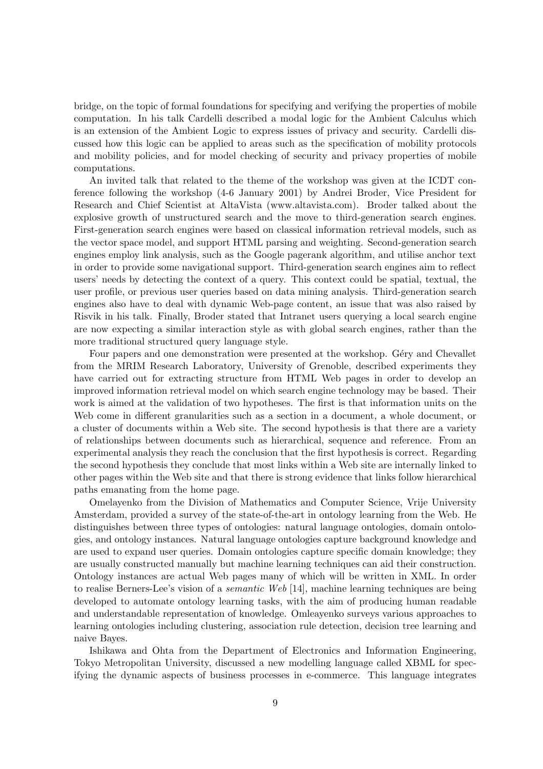bridge, on the topic of formal foundations for specifying and verifying the properties of mobile computation. In his talk Cardelli described a modal logic for the Ambient Calculus which is an extension of the Ambient Logic to express issues of privacy and security. Cardelli discussed how this logic can be applied to areas such as the specification of mobility protocols and mobility policies, and for model checking of security and privacy properties of mobile computations.

An invited talk that related to the theme of the workshop was given at the ICDT conference following the workshop (4-6 January 2001) by Andrei Broder, Vice President for Research and Chief Scientist at AltaVista (www.altavista.com). Broder talked about the explosive growth of unstructured search and the move to third-generation search engines. First-generation search engines were based on classical information retrieval models, such as the vector space model, and support HTML parsing and weighting. Second-generation search engines employ link analysis, such as the Google pagerank algorithm, and utilise anchor text in order to provide some navigational support. Third-generation search engines aim to reflect users' needs by detecting the context of a query. This context could be spatial, textual, the user profile, or previous user queries based on data mining analysis. Third-generation search engines also have to deal with dynamic Web-page content, an issue that was also raised by Risvik in his talk. Finally, Broder stated that Intranet users querying a local search engine are now expecting a similar interaction style as with global search engines, rather than the more traditional structured query language style.

Four papers and one demonstration were presented at the workshop. Géry and Chevallet from the MRIM Research Laboratory, University of Grenoble, described experiments they have carried out for extracting structure from HTML Web pages in order to develop an improved information retrieval model on which search engine technology may be based. Their work is aimed at the validation of two hypotheses. The first is that information units on the Web come in different granularities such as a section in a document, a whole document, or a cluster of documents within a Web site. The second hypothesis is that there are a variety of relationships between documents such as hierarchical, sequence and reference. From an experimental analysis they reach the conclusion that the first hypothesis is correct. Regarding the second hypothesis they conclude that most links within a Web site are internally linked to other pages within the Web site and that there is strong evidence that links follow hierarchical paths emanating from the home page.

Omelayenko from the Division of Mathematics and Computer Science, Vrije University Amsterdam, provided a survey of the state-of-the-art in ontology learning from the Web. He distinguishes between three types of ontologies: natural language ontologies, domain ontologies, and ontology instances. Natural language ontologies capture background knowledge and are used to expand user queries. Domain ontologies capture specific domain knowledge; they are usually constructed manually but machine learning techniques can aid their construction. Ontology instances are actual Web pages many of which will be written in XML. In order to realise Berners-Lee's vision of a *semantic Web* [14], machine learning techniques are being developed to automate ontology learning tasks, with the aim of producing human readable and understandable representation of knowledge. Omleayenko surveys various approaches to learning ontologies including clustering, association rule detection, decision tree learning and naive Bayes.

Ishikawa and Ohta from the Department of Electronics and Information Engineering, Tokyo Metropolitan University, discussed a new modelling language called XBML for specifying the dynamic aspects of business processes in e-commerce. This language integrates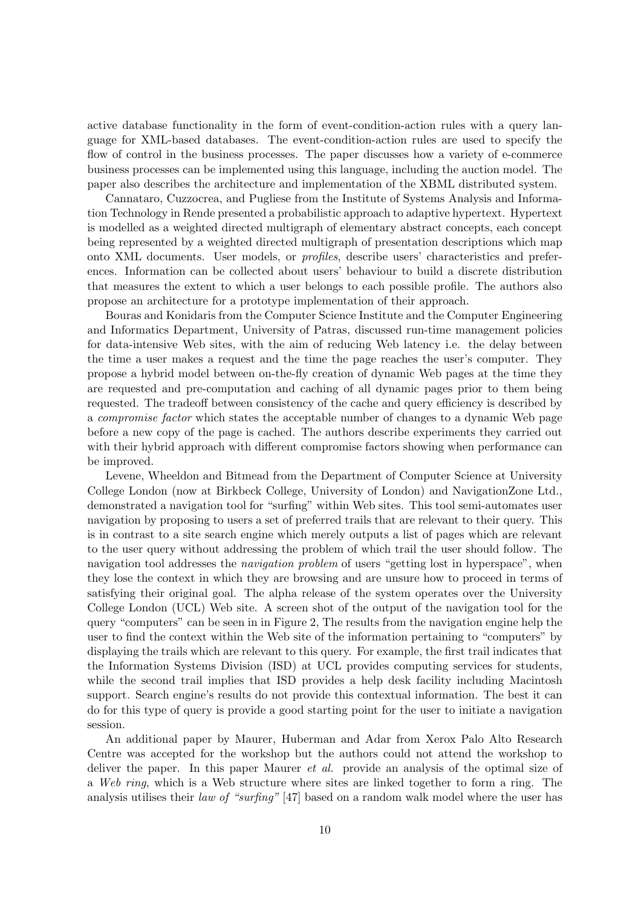active database functionality in the form of event-condition-action rules with a query language for XML-based databases. The event-condition-action rules are used to specify the flow of control in the business processes. The paper discusses how a variety of e-commerce business processes can be implemented using this language, including the auction model. The paper also describes the architecture and implementation of the XBML distributed system.

Cannataro, Cuzzocrea, and Pugliese from the Institute of Systems Analysis and Information Technology in Rende presented a probabilistic approach to adaptive hypertext. Hypertext is modelled as a weighted directed multigraph of elementary abstract concepts, each concept being represented by a weighted directed multigraph of presentation descriptions which map onto XML documents. User models, or *profiles*, describe users' characteristics and preferences. Information can be collected about users' behaviour to build a discrete distribution that measures the extent to which a user belongs to each possible profile. The authors also propose an architecture for a prototype implementation of their approach.

Bouras and Konidaris from the Computer Science Institute and the Computer Engineering and Informatics Department, University of Patras, discussed run-time management policies for data-intensive Web sites, with the aim of reducing Web latency i.e. the delay between the time a user makes a request and the time the page reaches the user's computer. They propose a hybrid model between on-the-fly creation of dynamic Web pages at the time they are requested and pre-computation and caching of all dynamic pages prior to them being requested. The tradeoff between consistency of the cache and query efficiency is described by a *compromise factor* which states the acceptable number of changes to a dynamic Web page before a new copy of the page is cached. The authors describe experiments they carried out with their hybrid approach with different compromise factors showing when performance can be improved.

Levene, Wheeldon and Bitmead from the Department of Computer Science at University College London (now at Birkbeck College, University of London) and NavigationZone Ltd., demonstrated a navigation tool for "surfing" within Web sites. This tool semi-automates user navigation by proposing to users a set of preferred trails that are relevant to their query. This is in contrast to a site search engine which merely outputs a list of pages which are relevant to the user query without addressing the problem of which trail the user should follow. The navigation tool addresses the *navigation problem* of users "getting lost in hyperspace", when they lose the context in which they are browsing and are unsure how to proceed in terms of satisfying their original goal. The alpha release of the system operates over the University College London (UCL) Web site. A screen shot of the output of the navigation tool for the query "computers" can be seen in in Figure 2, The results from the navigation engine help the user to find the context within the Web site of the information pertaining to "computers" by displaying the trails which are relevant to this query. For example, the first trail indicates that the Information Systems Division (ISD) at UCL provides computing services for students, while the second trail implies that ISD provides a help desk facility including Macintosh support. Search engine's results do not provide this contextual information. The best it can do for this type of query is provide a good starting point for the user to initiate a navigation session.

An additional paper by Maurer, Huberman and Adar from Xerox Palo Alto Research Centre was accepted for the workshop but the authors could not attend the workshop to deliver the paper. In this paper Maurer *et al.* provide an analysis of the optimal size of a *Web ring*, which is a Web structure where sites are linked together to form a ring. The analysis utilises their *law of "surfing"* [47] based on a random walk model where the user has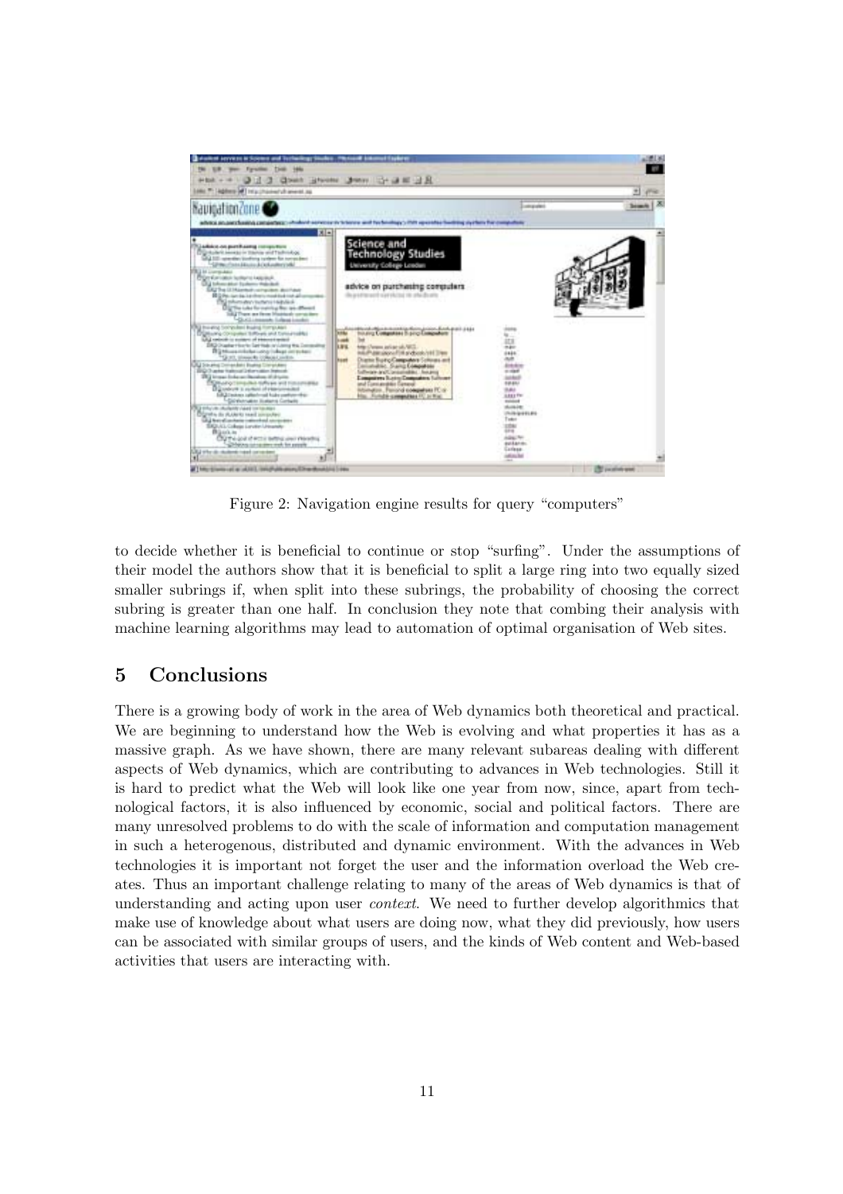Figure 2: Navigation engine results for query "computers"

to decide whether it is beneficial to continue or stop "surfing". Under the assumptions of their model the authors show that it is beneficial to split a large ring into two equally sized smaller subrings if, when split into these subrings, the probability of choosing the correct subring is greater than one half. In conclusion they note that combing their analysis with machine learning algorithms may lead to automation of optimal organisation of Web sites.

## 5 Conclusions

There is a growing body of work in the area of Web dynamics both theoretical and practical. We are beginning to understand how the Web is evolving and what properties it has as a massive graph. As we have shown, there are many relevant subareas dealing with different aspects of Web dynamics, which are contributing to advances in Web technologies. Still it is hard to predict what the Web will look like one year from now, since, apart from technological factors, it is also influenced by economic, social and political factors. There are many unresolved problems to do with the scale of information and computation management in such a heterogenous, distributed and dynamic environment. With the advances in Web technologies it is important not forget the user and the information overload the Web creates. Thus an important challenge relating to many of the areas of Web dynamics is that of understanding and acting upon user *context*. We need to further develop algorithmics that make use of knowledge about what users are doing now, what they did previously, how users can be associated with similar groups of users, and the kinds of Web content and Web-based activities that users are interacting with.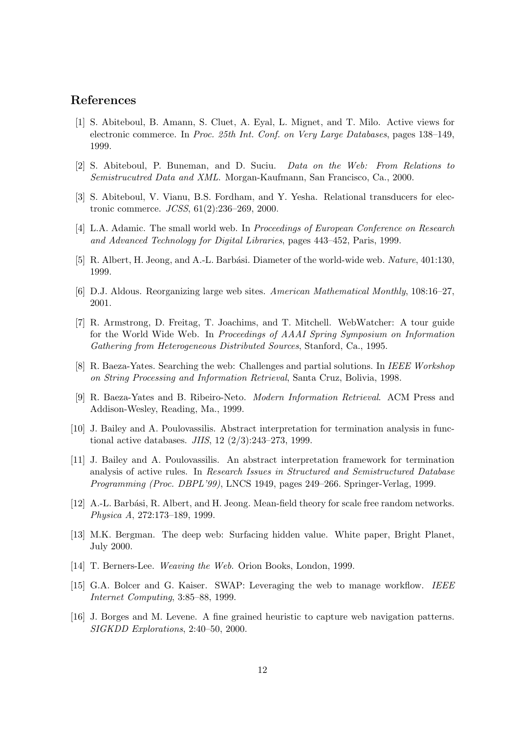## References

[1] S. Abiteboul, B. Amann, S. Cluet, A. Eyal, L. Mignet, and T. Milo. Active views for electronic commerce. In *Proc. 25th Int. Conf. on Very Large Databases*, pages 138–149, 1999.

[2] S. Abiteboul, P. Buneman, and D. Suciu. *Data on the Web: From Relations to Semistrucutred Data and XML*. Morgan-Kaufmann, San Francisco, Ca., 2000.

[3] S. Abiteboul, V. Vianu, B.S. Fordham, and Y. Yesha. Relational transducers for electronic commerce. *JCSS*, 61(2):236–269, 2000.

[4] L.A. Adamic. The small world web. In *Proceedings of European Conference on Research and Advanced Technology for Digital Libraries*, pages 443–452, Paris, 1999.

[5] R. Albert, H. Jeong, and A.-L. Barbási. Diameter of the world-wide web. *Nature*, 401:130, 1999.

[6] D.J. Aldous. Reorganizing large web sites. *American Mathematical Monthly*, 108:16–27, 2001.

[7] R. Armstrong, D. Freitag, T. Joachims, and T. Mitchell. WebWatcher: A tour guide for the World Wide Web. In *Proceedings of AAAI Spring Symposium on Information Gathering from Heterogeneous Distributed Sources*, Stanford, Ca., 1995.

[8] R. Baeza-Yates. Searching the web: Challenges and partial solutions. In *IEEE Workshop on String Processing and Information Retrieval*, Santa Cruz, Bolivia, 1998.

[9] R. Baeza-Yates and B. Ribeiro-Neto. *Modern Information Retrieval*. ACM Press and Addison-Wesley, Reading, Ma., 1999.

[10] J. Bailey and A. Poulovassilis. Abstract interpretation for termination analysis in functional active databases. *JIIS*, 12 (2/3):243–273, 1999.

[11] J. Bailey and A. Poulovassilis. An abstract interpretation framework for termination analysis of active rules. In *Research Issues in Structured and Semistructured Database Programming (Proc. DBPL'99)*, LNCS 1949, pages 249–266. Springer-Verlag, 1999.

[12] A.-L. Barbási, R. Albert, and H. Jeong. Mean-field theory for scale free random networks. *Physica A*, 272:173–189, 1999.

[13] M.K. Bergman. The deep web: Surfacing hidden value. White paper, Bright Planet, July 2000.

[14] T. Berners-Lee. *Weaving the Web*. Orion Books, London, 1999.

[15] G.A. Bolcer and G. Kaiser. SWAP: Leveraging the web to manage workflow. *IEEE Internet Computing*, 3:85–88, 1999.

[16] J. Borges and M. Levene. A fine grained heuristic to capture web navigation patterns. *SIGKDD Explorations*, 2:40–50, 2000.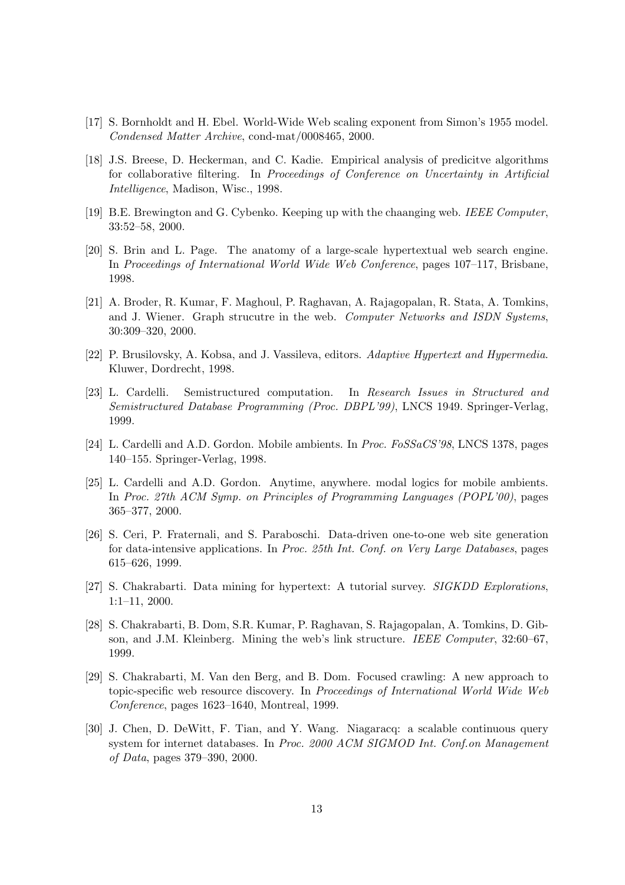[17] S. Bornholdt and H. Ebel. World-Wide Web scaling exponent from Simon's 1955 model. *Condensed Matter Archive*, cond-mat/0008465, 2000.

[18] J.S. Breese, D. Heckerman, and C. Kadie. Empirical analysis of predicitve algorithms for collaborative filtering. In *Proceedings of Conference on Uncertainty in Artificial Intelligence*, Madison, Wisc., 1998.

[19] B.E. Brewington and G. Cybenko. Keeping up with the chaanging web. *IEEE Computer*, 33:52–58, 2000.

[20] S. Brin and L. Page. The anatomy of a large-scale hypertextual web search engine. In *Proceedings of International World Wide Web Conference*, pages 107–117, Brisbane, 1998.

[21] A. Broder, R. Kumar, F. Maghoul, P. Raghavan, A. Rajagopalan, R. Stata, A. Tomkins, and J. Wiener. Graph strucutre in the web. *Computer Networks and ISDN Systems*, 30:309–320, 2000.

[22] P. Brusilovsky, A. Kobsa, and J. Vassileva, editors. *Adaptive Hypertext and Hypermedia*. Kluwer, Dordrecht, 1998.

[23] L. Cardelli. Semistructured computation. In *Research Issues in Structured and Semistructured Database Programming (Proc. DBPL'99)*, LNCS 1949. Springer-Verlag, 1999.

[24] L. Cardelli and A.D. Gordon. Mobile ambients. In *Proc. FoSSaCS'98*, LNCS 1378, pages 140–155. Springer-Verlag, 1998.

[25] L. Cardelli and A.D. Gordon. Anytime, anywhere. modal logics for mobile ambients. In *Proc. 27th ACM Symp. on Principles of Programming Languages (POPL'00)*, pages 365–377, 2000.

[26] S. Ceri, P. Fraternali, and S. Paraboschi. Data-driven one-to-one web site generation for data-intensive applications. In *Proc. 25th Int. Conf. on Very Large Databases*, pages 615–626, 1999.

[27] S. Chakrabarti. Data mining for hypertext: A tutorial survey. *SIGKDD Explorations*, 1:1–11, 2000.

[28] S. Chakrabarti, B. Dom, S.R. Kumar, P. Raghavan, S. Rajagopalan, A. Tomkins, D. Gibson, and J.M. Kleinberg. Mining the web's link structure. *IEEE Computer*, 32:60–67, 1999.

[29] S. Chakrabarti, M. Van den Berg, and B. Dom. Focused crawling: A new approach to topic-specific web resource discovery. In *Proceedings of International World Wide Web Conference*, pages 1623–1640, Montreal, 1999.

[30] J. Chen, D. DeWitt, F. Tian, and Y. Wang. Niagaracq: a scalable continuous query system for internet databases. In *Proc. 2000 ACM SIGMOD Int. Conf.on Management of Data*, pages 379–390, 2000.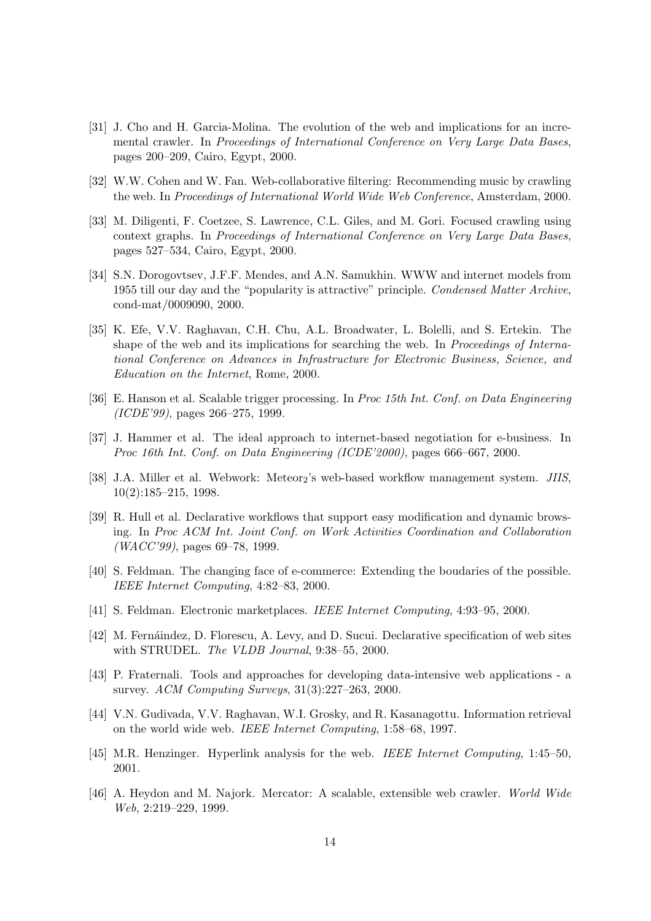[31] J. Cho and H. Garcia-Molina. The evolution of the web and implications for an incremental crawler. In *Proceedings of International Conference on Very Large Data Bases*, pages 200–209, Cairo, Egypt, 2000.

[32] W.W. Cohen and W. Fan. Web-collaborative filtering: Recommending music by crawling the web. In *Proceedings of International World Wide Web Conference*, Amsterdam, 2000.

[33] M. Diligenti, F. Coetzee, S. Lawrence, C.L. Giles, and M. Gori. Focused crawling using context graphs. In *Proceedings of International Conference on Very Large Data Bases*, pages 527–534, Cairo, Egypt, 2000.

[34] S.N. Dorogovtsev, J.F.F. Mendes, and A.N. Samukhin. WWW and internet models from 1955 till our day and the "popularity is attractive" principle. *Condensed Matter Archive*, cond-mat/0009090, 2000.

[35] K. Efe, V.V. Raghavan, C.H. Chu, A.L. Broadwater, L. Bolelli, and S. Ertekin. The shape of the web and its implications for searching the web. In *Proceedings of International Conference on Advances in Infrastructure for Electronic Business, Science, and Education on the Internet*, Rome, 2000.

[36] E. Hanson et al. Scalable trigger processing. In *Proc 15th Int. Conf. on Data Engineering (ICDE'99)*, pages 266–275, 1999.

[37] J. Hammer et al. The ideal approach to internet-based negotiation for e-business. In *Proc 16th Int. Conf. on Data Engineering (ICDE'2000)*, pages 666–667, 2000.

[38] J.A. Miller et al. Webwork: $\text{Meteor}_2$'s web-based workflow management system. *JIIS*, 10(2):185–215, 1998.

[39] R. Hull et al. Declarative workflows that support easy modification and dynamic browsing. In *Proc ACM Int. Joint Conf. on Work Activities Coordination and Collaboration (WACC'99)*, pages 69–78, 1999.

[40] S. Feldman. The changing face of e-commerce: Extending the boudaries of the possible. *IEEE Internet Computing*, 4:82–83, 2000.

[41] S. Feldman. Electronic marketplaces. *IEEE Internet Computing*, 4:93–95, 2000.

[42] M. Fernáindez, D. Florescu, A. Levy, and D. Sucui. Declarative specification of web sites with STRUDEL. *The VLDB Journal*, 9:38–55, 2000.

[43] P. Fraternali. Tools and approaches for developing data-intensive web applications - a survey. *ACM Computing Surveys*, 31(3):227–263, 2000.

[44] V.N. Gudivada, V.V. Raghavan, W.I. Grosky, and R. Kasanagottu. Information retrieval on the world wide web. *IEEE Internet Computing*, 1:58–68, 1997.

[45] M.R. Henzinger. Hyperlink analysis for the web. *IEEE Internet Computing*, 1:45–50, 2001.

[46] A. Heydon and M. Najork. Mercator: A scalable, extensible web crawler. *World Wide Web*, 2:219–229, 1999.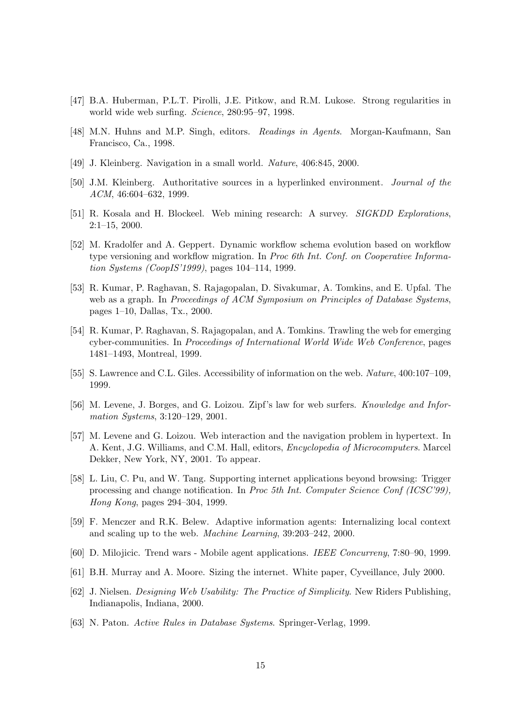[47] B.A. Huberman, P.L.T. Pirolli, J.E. Pitkow, and R.M. Lukose. Strong regularities in world wide web surfing. *Science*, 280:95–97, 1998.

[48] M.N. Huhns and M.P. Singh, editors. *Readings in Agents*. Morgan-Kaufmann, San Francisco, Ca., 1998.

[49] J. Kleinberg. Navigation in a small world. *Nature*, 406:845, 2000.

[50] J.M. Kleinberg. Authoritative sources in a hyperlinked environment. *Journal of the ACM*, 46:604–632, 1999.

[51] R. Kosala and H. Blockeel. Web mining research: A survey. *SIGKDD Explorations*, 2:1–15, 2000.

[52] M. Kradolfer and A. Geppert. Dynamic workflow schema evolution based on workflow type versioning and workflow migration. In *Proc 6th Int. Conf. on Cooperative Information Systems (CoopIS'1999)*, pages 104–114, 1999.

[53] R. Kumar, P. Raghavan, S. Rajagopalan, D. Sivakumar, A. Tomkins, and E. Upfal. The web as a graph. In *Proceedings of ACM Symposium on Principles of Database Systems*, pages 1–10, Dallas, Tx., 2000.

[54] R. Kumar, P. Raghavan, S. Rajagopalan, and A. Tomkins. Trawling the web for emerging cyber-communities. In *Proceedings of International World Wide Web Conference*, pages 1481–1493, Montreal, 1999.

[55] S. Lawrence and C.L. Giles. Accessibility of information on the web. *Nature*, 400:107–109, 1999.

[56] M. Levene, J. Borges, and G. Loizou. Zipf's law for web surfers. *Knowledge and Information Systems*, 3:120–129, 2001.

[57] M. Levene and G. Loizou. Web interaction and the navigation problem in hypertext. In A. Kent, J.G. Williams, and C.M. Hall, editors, *Encyclopedia of Microcomputers*. Marcel Dekker, New York, NY, 2001. To appear.

[58] L. Liu, C. Pu, and W. Tang. Supporting internet applications beyond browsing: Trigger processing and change notification. In *Proc 5th Int. Computer Science Conf (ICSC'99), Hong Kong*, pages 294–304, 1999.

[59] F. Menczer and R.K. Belew. Adaptive information agents: Internalizing local context and scaling up to the web. *Machine Learning*, 39:203–242, 2000.

[60] D. Milojicic. Trend wars - Mobile agent applications. *IEEE Concurreny*, 7:80–90, 1999.

[61] B.H. Murray and A. Moore. Sizing the internet. White paper, Cyveillance, July 2000.

[62] J. Nielsen. *Designing Web Usability: The Practice of Simplicity*. New Riders Publishing, Indianapolis, Indiana, 2000.

[63] N. Paton. *Active Rules in Database Systems*. Springer-Verlag, 1999.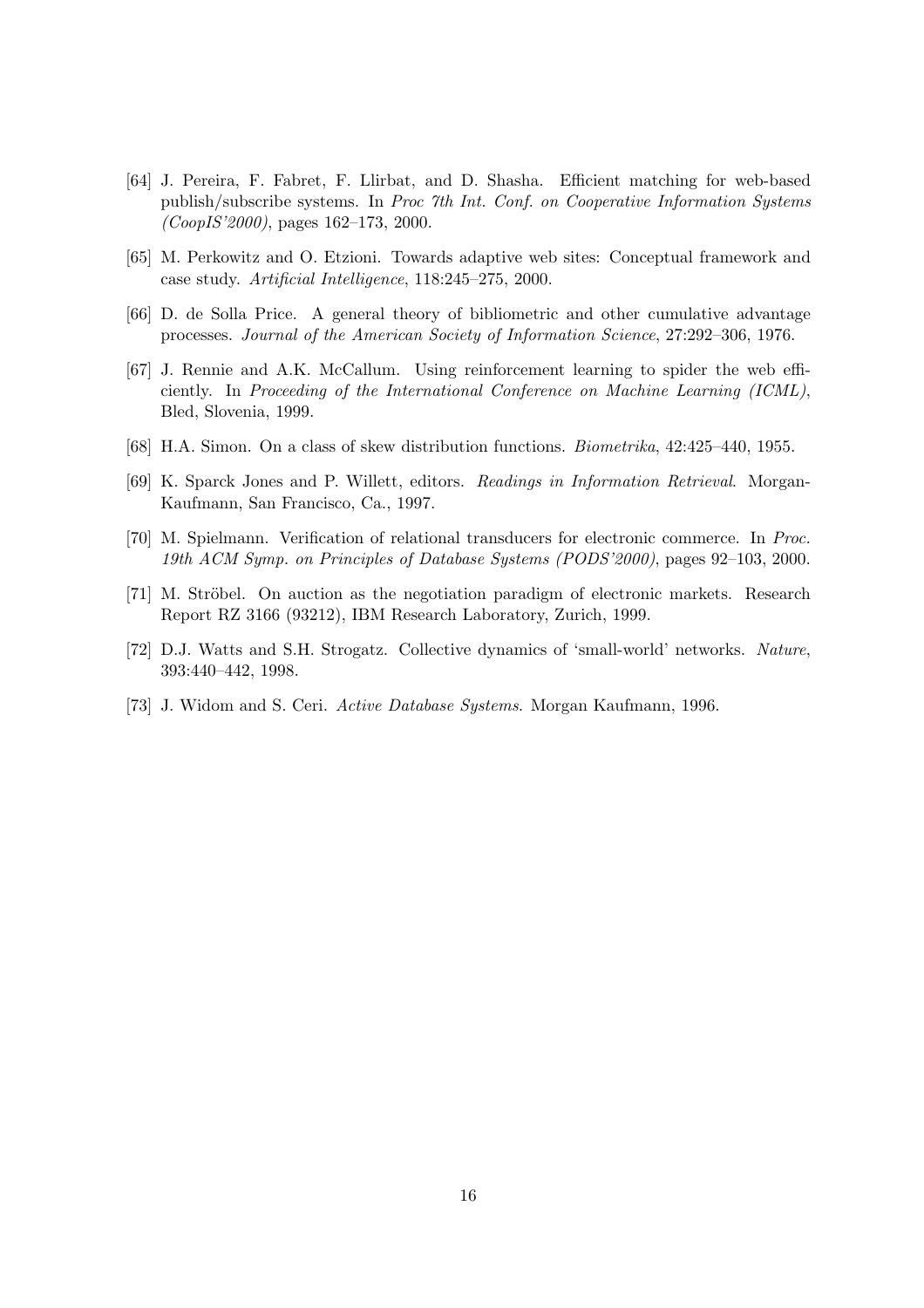[64] J. Pereira, F. Fabret, F. Llirbat, and D. Shasha. Efficient matching for web-based publish/subscribe systems. In *Proc 7th Int. Conf. on Cooperative Information Systems (CoopIS'2000)*, pages 162–173, 2000.

[65] M. Perkowitz and O. Etzioni. Towards adaptive web sites: Conceptual framework and case study. *Artificial Intelligence*, 118:245–275, 2000.

[66] D. de Solla Price. A general theory of bibliometric and other cumulative advantage processes. *Journal of the American Society of Information Science*, 27:292–306, 1976.

[67] J. Rennie and A.K. McCallum. Using reinforcement learning to spider the web efficiently. In *Proceeding of the International Conference on Machine Learning (ICML)*, Bled, Slovenia, 1999.

[68] H.A. Simon. On a class of skew distribution functions. *Biometrika*, 42:425–440, 1955.

[69] K. Sparck Jones and P. Willett, editors. *Readings in Information Retrieval*. Morgan-Kaufmann, San Francisco, Ca., 1997.

[70] M. Spielmann. Verification of relational transducers for electronic commerce. In *Proc. 19th ACM Symp. on Principles of Database Systems (PODS'2000)*, pages 92–103, 2000.

[71] M. Ströbel. On auction as the negotiation paradigm of electronic markets. Research Report RZ 3166 (93212), IBM Research Laboratory, Zurich, 1999.

[72] D.J. Watts and S.H. Strogatz. Collective dynamics of 'small-world' networks. *Nature*, 393:440–442, 1998.

[73] J. Widom and S. Ceri. *Active Database Systems*. Morgan Kaufmann, 1996.